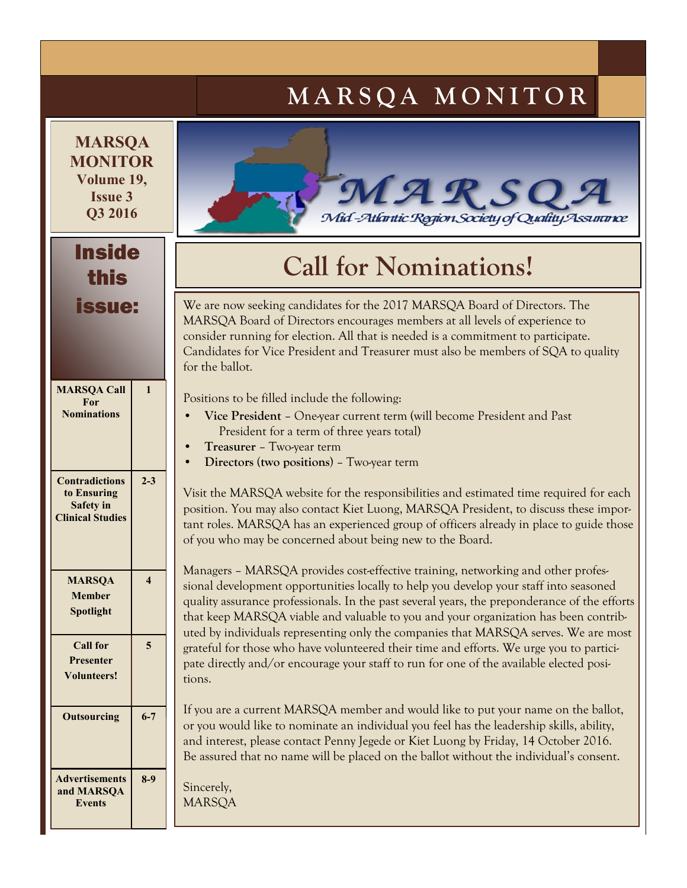# MARSQA MONITOR

**MARSQA MONITOR**
**Volume 19, Issue 3**
**Q3 2016**

## Inside this issue:

| | |
|---|---|
| MARSQA Call For Nominations | 1 |
| Contradictions to Ensuring Safety in Clinical Studies | 2-3 |
| MARSQA Member Spotlight | 4 |
| Call for Presenter Volunteers! | 5 |
| Outsourcing | 6-7 |
| Advertisements and MARSQA Events | 8-9 |

MARSQA
Mid-Atlantic Region Society of Quality Assurance

## Call for Nominations!

We are now seeking candidates for the 2017 MARSQA Board of Directors. The MARSQA Board of Directors encourages members at all levels of experience to consider running for election. All that is needed is a commitment to participate. Candidates for Vice President and Treasurer must also be members of SQA to quality for the ballot.

Positions to be filled include the following:

- **Vice President** – One-year current term (will become President and Past President for a term of three years total)
- **Treasurer** – Two-year term
- **Directors (two positions)** – Two-year term

Visit the MARSQA website for the responsibilities and estimated time required for each position. You may also contact Kiet Luong, MARSQA President, to discuss these important roles. MARSQA has an experienced group of officers already in place to guide those of you who may be concerned about being new to the Board.

Managers – MARSQA provides cost-effective training, networking and other professional development opportunities locally to help you develop your staff into seasoned quality assurance professionals. In the past several years, the preponderance of the efforts that keep MARSQA viable and valuable to you and your organization has been contributed by individuals representing only the companies that MARSQA serves. We are most grateful for those who have volunteered their time and efforts. We urge you to participate directly and/or encourage your staff to run for one of the available elected positions.

If you are a current MARSQA member and would like to put your name on the ballot, or you would like to nominate an individual you feel has the leadership skills, ability, and interest, please contact Penny Jegede or Kiet Luong by Friday, 14 October 2016. Be assured that no name will be placed on the ballot without the individual's consent.

Sincerely,
MARSQA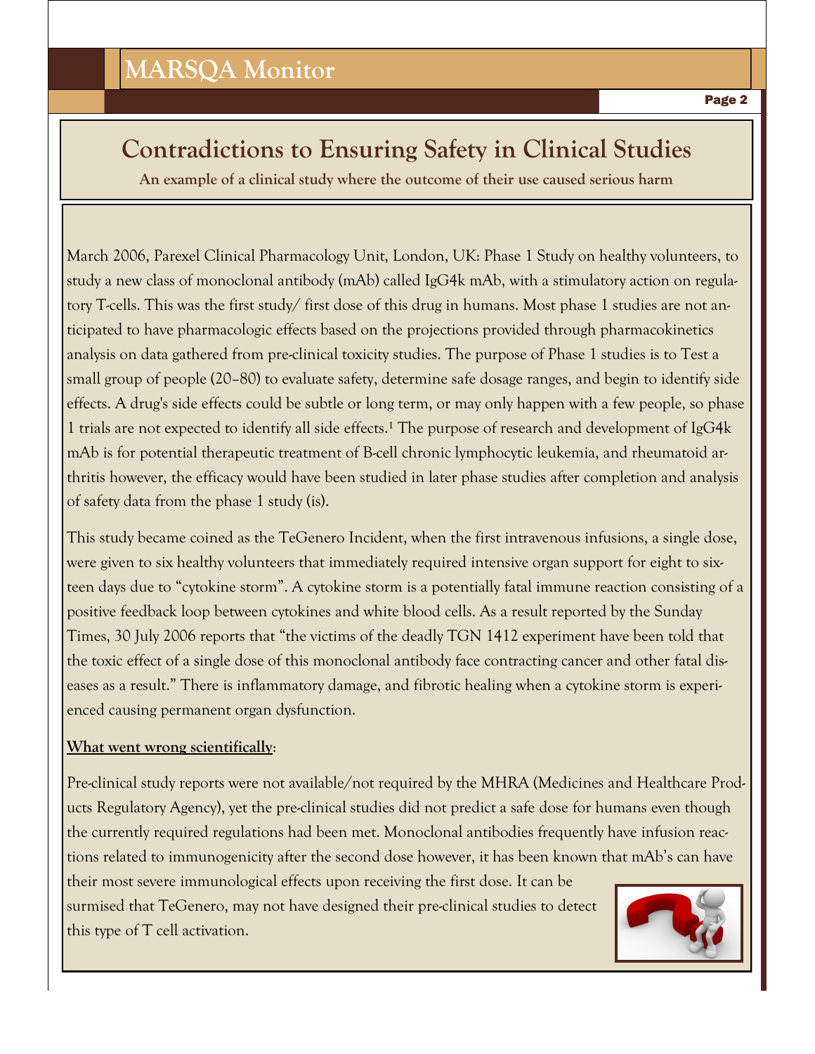# Contradictions to Ensuring Safety in Clinical Studies

**An example of a clinical study where the outcome of their use caused serious harm**

March 2006, Parexel Clinical Pharmacology Unit, London, UK: Phase 1 Study on healthy volunteers, to study a new class of monoclonal antibody (mAb) called IgG4k mAb, with a stimulatory action on regulatory T-cells. This was the first study/ first dose of this drug in humans. Most phase 1 studies are not anticipated to have pharmacologic effects based on the projections provided through pharmacokinetics analysis on data gathered from pre-clinical toxicity studies. The purpose of Phase 1 studies is to Test a small group of people (20–80) to evaluate safety, determine safe dosage ranges, and begin to identify side effects. A drug's side effects could be subtle or long term, or may only happen with a few people, so phase 1 trials are not expected to identify all side effects.[1] The purpose of research and development of IgG4k mAb is for potential therapeutic treatment of B-cell chronic lymphocytic leukemia, and rheumatoid arthritis however, the efficacy would have been studied in later phase studies after completion and analysis of safety data from the phase 1 study (is).

This study became coined as the TeGenero Incident, when the first intravenous infusions, a single dose, were given to six healthy volunteers that immediately required intensive organ support for eight to sixteen days due to "cytokine storm". A cytokine storm is a potentially fatal immune reaction consisting of a positive feedback loop between cytokines and white blood cells. As a result reported by the Sunday Times, 30 July 2006 reports that "the victims of the deadly TGN 1412 experiment have been told that the toxic effect of a single dose of this monoclonal antibody face contracting cancer and other fatal diseases as a result." There is inflammatory damage, and fibrotic healing when a cytokine storm is experienced causing permanent organ dysfunction.

**What went wrong scientifically**:

Pre-clinical study reports were not available/not required by the MHRA (Medicines and Healthcare Products Regulatory Agency), yet the pre-clinical studies did not predict a safe dose for humans even though the currently required regulations had been met. Monoclonal antibodies frequently have infusion reactions related to immunogenicity after the second dose however, it has been known that mAb's can have their most severe immunological effects upon receiving the first dose. It can be surmised that TeGenero, may not have designed their pre-clinical studies to detect this type of T cell activation.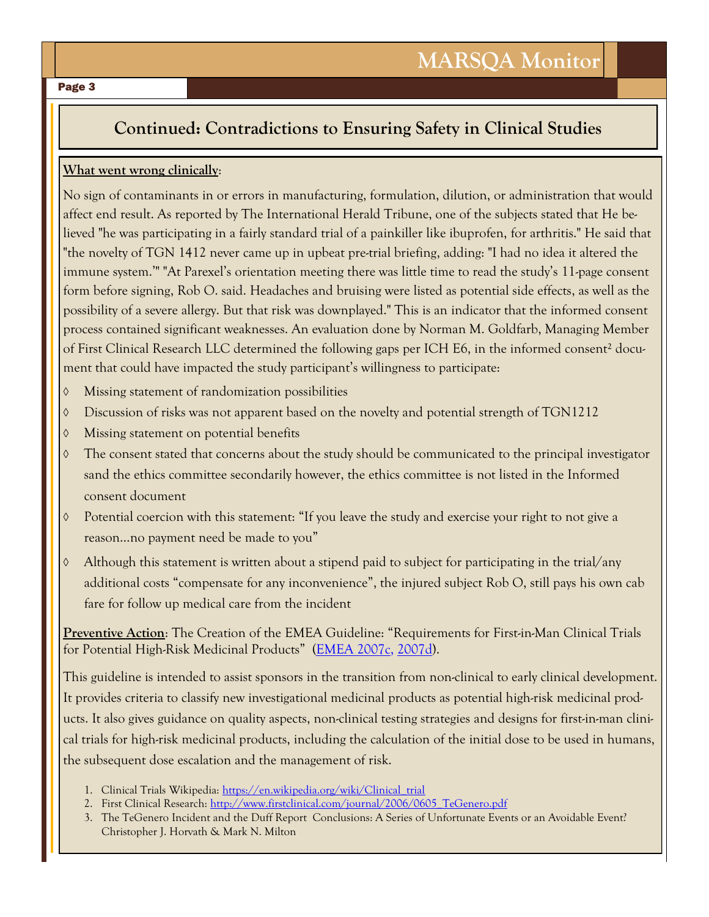## Continued: Contradictions to Ensuring Safety in Clinical Studies

**What went wrong clinically**:

No sign of contaminants in or errors in manufacturing, formulation, dilution, or administration that would affect end result. As reported by The International Herald Tribune, one of the subjects stated that He believed "he was participating in a fairly standard trial of a painkiller like ibuprofen, for arthritis." He said that "the novelty of TGN 1412 never came up in upbeat pre-trial briefing, adding: "I had no idea it altered the immune system.'" "At Parexel's orientation meeting there was little time to read the study's 11-page consent form before signing, Rob O. said. Headaches and bruising were listed as potential side effects, as well as the possibility of a severe allergy. But that risk was downplayed." This is an indicator that the informed consent process contained significant weaknesses. An evaluation done by Norman M. Goldfarb, Managing Member of First Clinical Research LLC determined the following gaps per ICH E6, in the informed consent[2] document that could have impacted the study participant's willingness to participate:

- Missing statement of randomization possibilities
- Discussion of risks was not apparent based on the novelty and potential strength of TGN1212
- Missing statement on potential benefits
- The consent stated that concerns about the study should be communicated to the principal investigator sand the ethics committee secondarily however, the ethics committee is not listed in the Informed consent document
- Potential coercion with this statement: "If you leave the study and exercise your right to not give a reason…no payment need be made to you"
- Although this statement is written about a stipend paid to subject for participating in the trial/any additional costs "compensate for any inconvenience", the injured subject Rob O, still pays his own cab fare for follow up medical care from the incident

**Preventive Action**: The Creation of the EMEA Guideline: "Requirements for First-in-Man Clinical Trials for Potential High-Risk Medicinal Products" (EMEA 2007c, 2007d).

This guideline is intended to assist sponsors in the transition from non-clinical to early clinical development. It provides criteria to classify new investigational medicinal products as potential high-risk medicinal products. It also gives guidance on quality aspects, non-clinical testing strategies and designs for first-in-man clinical trials for high-risk medicinal products, including the calculation of the initial dose to be used in humans, the subsequent dose escalation and the management of risk.

1. Clinical Trials Wikipedia: https://en.wikipedia.org/wiki/Clinical_trial
2. First Clinical Research: http://www.firstclinical.com/journal/2006/0605_TeGenero.pdf
3. The TeGenero Incident and the Duff Report Conclusions: A Series of Unfortunate Events or an Avoidable Event? Christopher J. Horvath & Mark N. Milton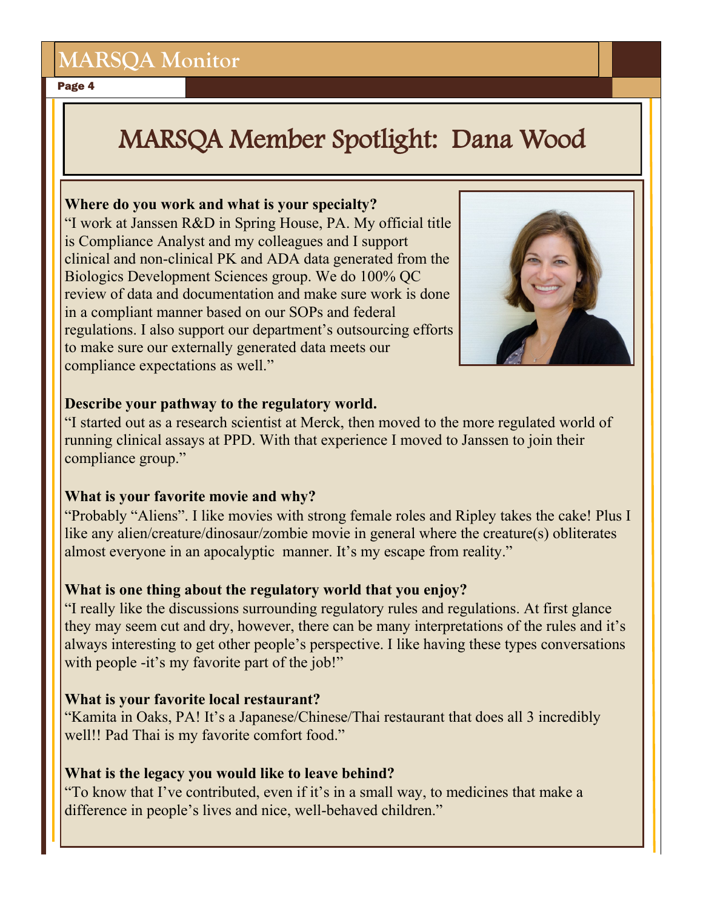# MARSQA Member Spotlight: Dana Wood

**Where do you work and what is your specialty?**

"I work at Janssen R&D in Spring House, PA. My official title is Compliance Analyst and my colleagues and I support clinical and non-clinical PK and ADA data generated from the Biologics Development Sciences group. We do 100% QC review of data and documentation and make sure work is done in a compliant manner based on our SOPs and federal regulations. I also support our department's outsourcing efforts to make sure our externally generated data meets our compliance expectations as well."

**Describe your pathway to the regulatory world.**

"I started out as a research scientist at Merck, then moved to the more regulated world of running clinical assays at PPD. With that experience I moved to Janssen to join their compliance group."

**What is your favorite movie and why?**

"Probably "Aliens". I like movies with strong female roles and Ripley takes the cake! Plus I like any alien/creature/dinosaur/zombie movie in general where the creature(s) obliterates almost everyone in an apocalyptic manner. It's my escape from reality."

**What is one thing about the regulatory world that you enjoy?**

"I really like the discussions surrounding regulatory rules and regulations. At first glance they may seem cut and dry, however, there can be many interpretations of the rules and it's always interesting to get other people's perspective. I like having these types conversations with people -it's my favorite part of the job!"

**What is your favorite local restaurant?**

"Kamita in Oaks, PA! It's a Japanese/Chinese/Thai restaurant that does all 3 incredibly well!! Pad Thai is my favorite comfort food."

**What is the legacy you would like to leave behind?**

"To know that I've contributed, even if it's in a small way, to medicines that make a difference in people's lives and nice, well-behaved children."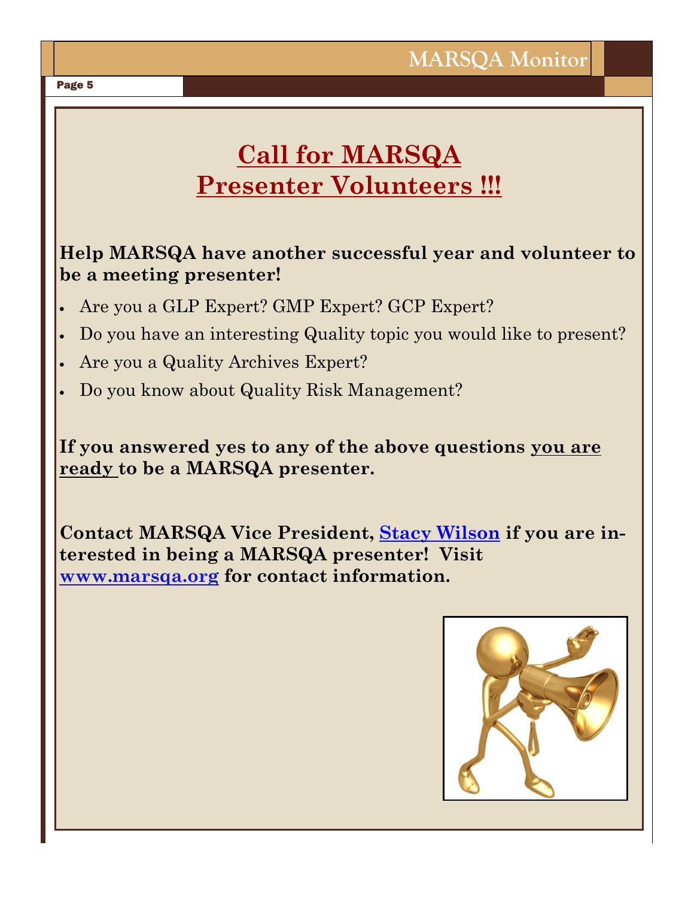# Call for MARSQA Presenter Volunteers !!!

**Help MARSQA have another successful year and volunteer to be a meeting presenter!**

- Are you a GLP Expert? GMP Expert? GCP Expert?
- Do you have an interesting Quality topic you would like to present?
- Are you a Quality Archives Expert?
- Do you know about Quality Risk Management?

**If you answered yes to any of the above questions you are ready to be a MARSQA presenter.**

**Contact MARSQA Vice President, [Stacy Wilson] if you are interested in being a MARSQA presenter! Visit www.marsqa.org for contact information.**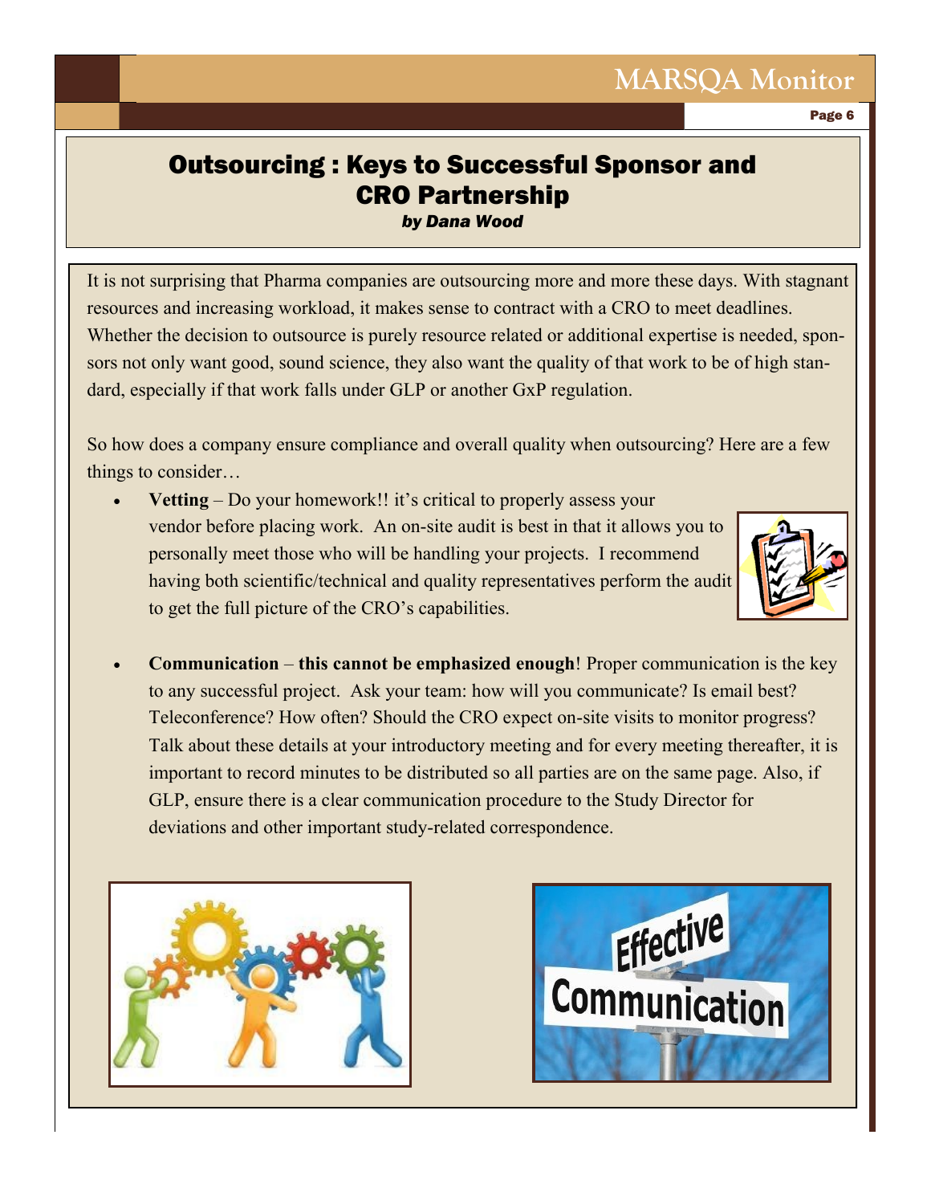# Outsourcing : Keys to Successful Sponsor and CRO Partnership

***by Dana Wood***

It is not surprising that Pharma companies are outsourcing more and more these days. With stagnant resources and increasing workload, it makes sense to contract with a CRO to meet deadlines. Whether the decision to outsource is purely resource related or additional expertise is needed, sponsors not only want good, sound science, they also want the quality of that work to be of high standard, especially if that work falls under GLP or another GxP regulation.

So how does a company ensure compliance and overall quality when outsourcing? Here are a few things to consider…

- **Vetting** – Do your homework!! it's critical to properly assess your vendor before placing work. An on-site audit is best in that it allows you to personally meet those who will be handling your projects. I recommend having both scientific/technical and quality representatives perform the audit to get the full picture of the CRO's capabilities.

- **Communication** – **this cannot be emphasized enough**! Proper communication is the key to any successful project. Ask your team: how will you communicate? Is email best? Teleconference? How often? Should the CRO expect on-site visits to monitor progress? Talk about these details at your introductory meeting and for every meeting thereafter, it is important to record minutes to be distributed so all parties are on the same page. Also, if GLP, ensure there is a clear communication procedure to the Study Director for deviations and other important study-related correspondence.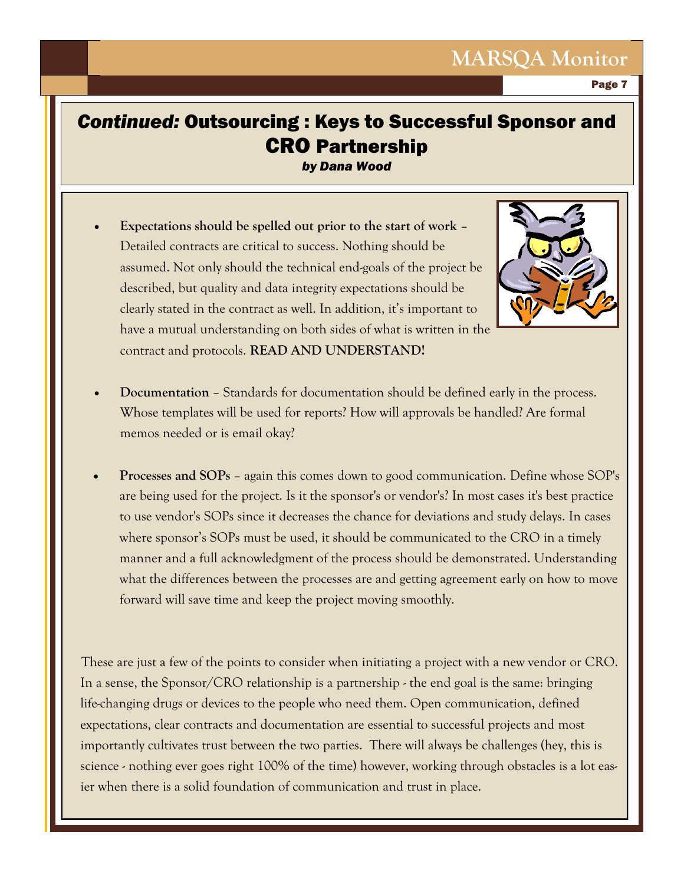# *Continued:* Outsourcing : Keys to Successful Sponsor and CRO Partnership

***by Dana Wood***

- **Expectations should be spelled out prior to the start of work** – Detailed contracts are critical to success. Nothing should be assumed. Not only should the technical end-goals of the project be described, but quality and data integrity expectations should be clearly stated in the contract as well. In addition, it's important to have a mutual understanding on both sides of what is written in the contract and protocols. **READ AND UNDERSTAND!**

- **Documentation** – Standards for documentation should be defined early in the process. Whose templates will be used for reports? How will approvals be handled? Are formal memos needed or is email okay?

- **Processes and SOPs** – again this comes down to good communication. Define whose SOP's are being used for the project. Is it the sponsor's or vendor's? In most cases it's best practice to use vendor's SOPs since it decreases the chance for deviations and study delays. In cases where sponsor's SOPs must be used, it should be communicated to the CRO in a timely manner and a full acknowledgment of the process should be demonstrated. Understanding what the differences between the processes are and getting agreement early on how to move forward will save time and keep the project moving smoothly.

These are just a few of the points to consider when initiating a project with a new vendor or CRO. In a sense, the Sponsor/CRO relationship is a partnership - the end goal is the same: bringing life-changing drugs or devices to the people who need them. Open communication, defined expectations, clear contracts and documentation are essential to successful projects and most importantly cultivates trust between the two parties. There will always be challenges (hey, this is science - nothing ever goes right 100% of the time) however, working through obstacles is a lot easier when there is a solid foundation of communication and trust in place.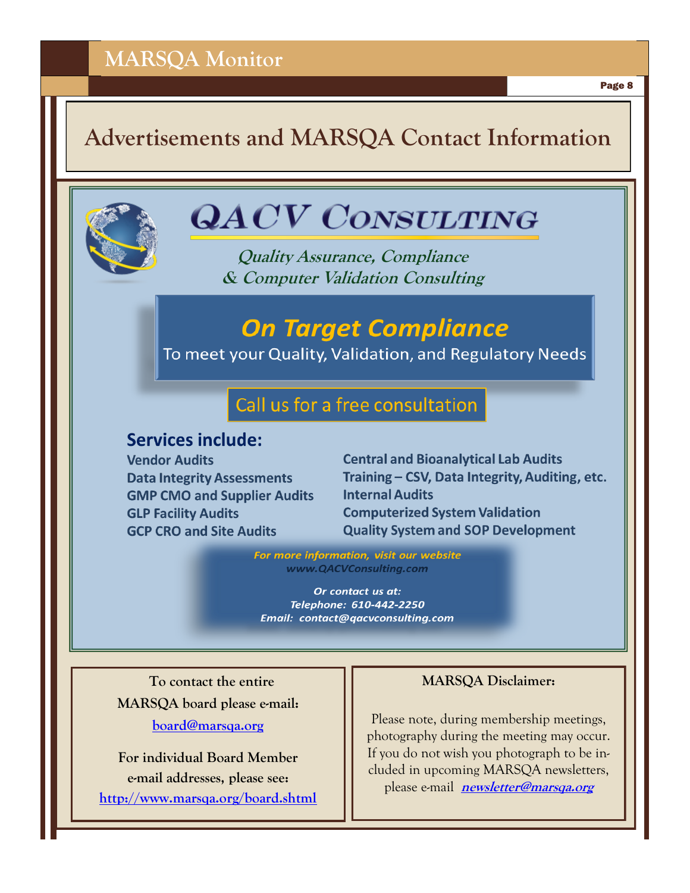# Advertisements and MARSQA Contact Information

## QACV CONSULTING

**Quality Assurance, Compliance & Computer Validation Consulting**

### On Target Compliance

To meet your Quality, Validation, and Regulatory Needs

Call us for a free consultation

**Services include:**

- Vendor Audits
- Data Integrity Assessments
- GMP CMO and Supplier Audits
- GLP Facility Audits
- GCP CRO and Site Audits
- Central and Bioanalytical Lab Audits
- Training – CSV, Data Integrity, Auditing, etc.
- Internal Audits
- Computerized System Validation
- Quality System and SOP Development

*For more information, visit our website*
*www.QACVConsulting.com*

*Or contact us at:*
*Telephone: 610-442-2250*
*Email: contact@qacvconsulting.com*

---

To contact the entire MARSQA board please e-mail:

board@marsqa.org

For individual Board Member e-mail addresses, please see:

http://www.marsqa.org/board.shtml

---

**MARSQA Disclaimer:**

Please note, during membership meetings, photography during the meeting may occur. If you do not wish you photograph to be included in upcoming MARSQA newsletters, please e-mail ***newsletter@marsqa.org***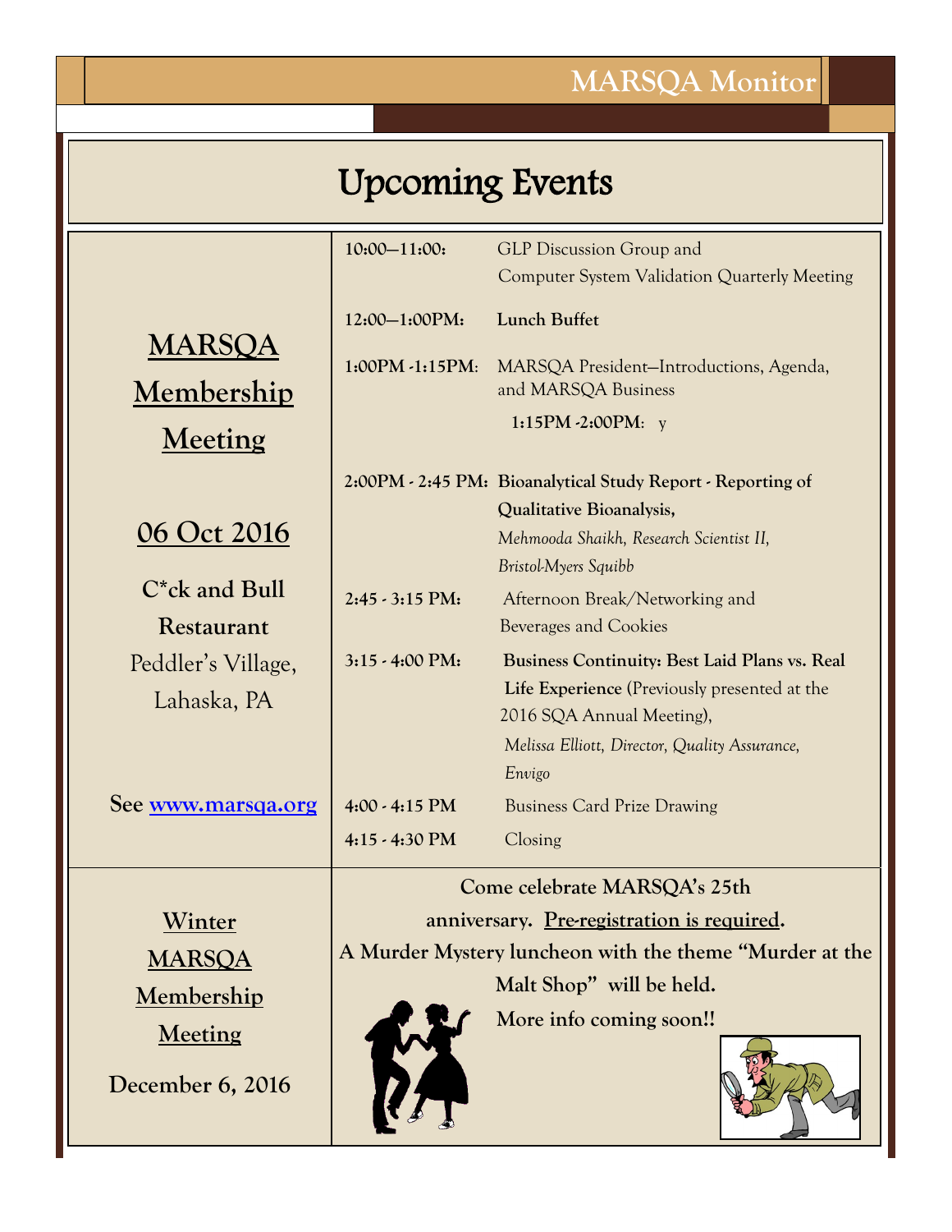# Upcoming Events

| | | |
|---|---|---|
| **MARSQA Membership Meeting** | **10:00—11:00:** | GLP Discussion Group and Computer System Validation Quarterly Meeting |
| **06 Oct 2016** | **12:00—1:00PM:** | **Lunch Buffet** |
| **C*ck and Bull Restaurant** | **1:00PM -1:15PM:** | MARSQA President—Introductions, Agenda, and MARSQA Business |
| Peddler's Village, Lahaska, PA | | **1:15PM -2:00PM:** y |
| See **www.marsqa.org** | **2:00PM - 2:45 PM:** | **Bioanalytical Study Report - Reporting of Qualitative Bioanalysis,** *Mehmooda Shaikh, Research Scientist II, Bristol-Myers Squibb* |
| | **2:45 - 3:15 PM:** | Afternoon Break/Networking and Beverages and Cookies |
| | **3:15 - 4:00 PM:** | **Business Continuity: Best Laid Plans vs. Real Life Experience** (Previously presented at the 2016 SQA Annual Meeting), *Melissa Elliott, Director, Quality Assurance, Envigo* |
| | **4:00 - 4:15 PM** | Business Card Prize Drawing |
| | **4:15 - 4:30 PM** | Closing |

**Winter MARSQA Membership Meeting**

**December 6, 2016**

**Come celebrate MARSQA's 25th anniversary. Pre-registration is required.**

**A Murder Mystery luncheon with the theme "Murder at the Malt Shop" will be held.**

**More info coming soon!!**